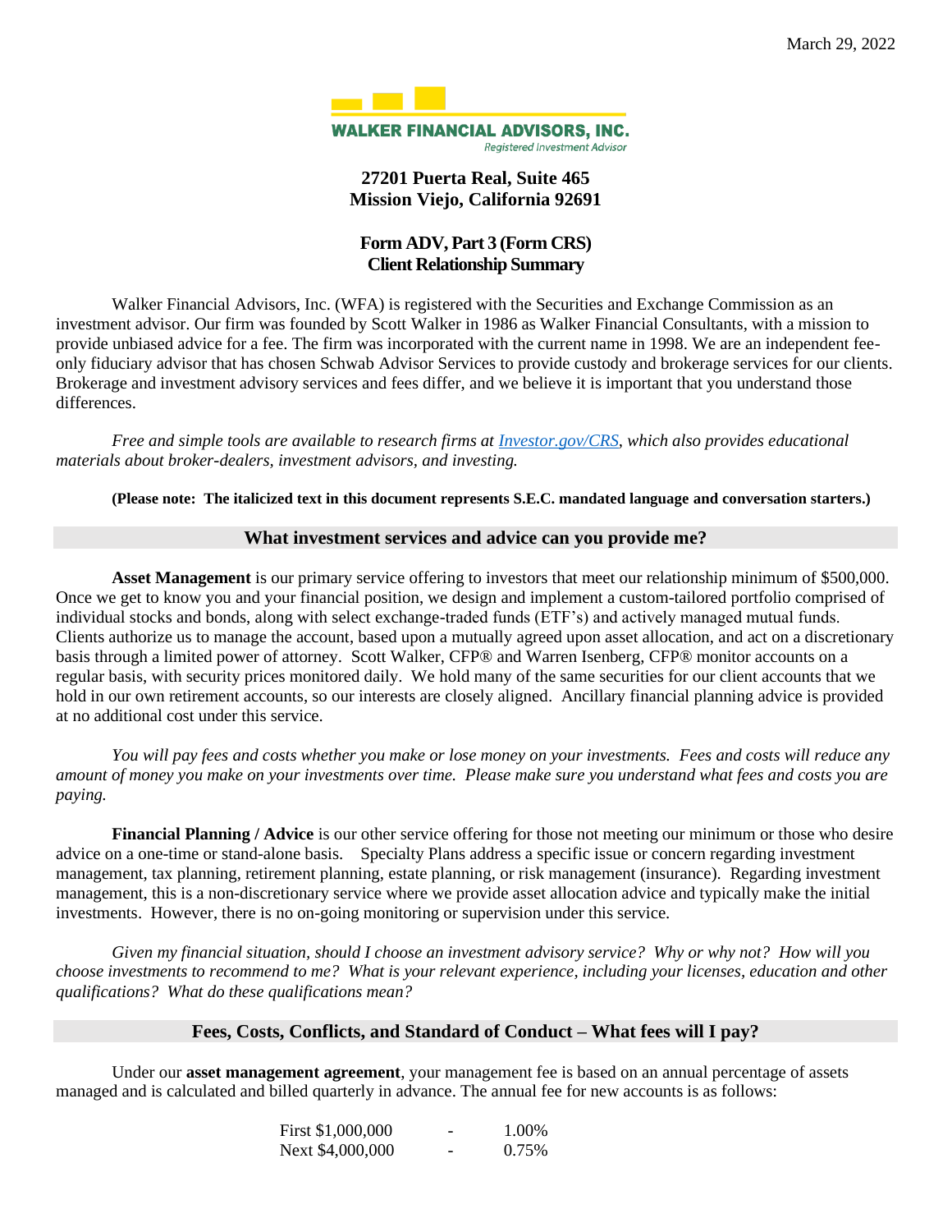March 29, 2022

**WALKER FINANCIAL ADVISORS, INC.**
*Registered Investment Advisor*

**27201 Puerta Real, Suite 465**
**Mission Viejo, California 92691**

# Form ADV, Part 3 (Form CRS)
# Client Relationship Summary

Walker Financial Advisors, Inc. (WFA) is registered with the Securities and Exchange Commission as an investment advisor. Our firm was founded by Scott Walker in 1986 as Walker Financial Consultants, with a mission to provide unbiased advice for a fee. The firm was incorporated with the current name in 1998. We are an independent fee-only fiduciary advisor that has chosen Schwab Advisor Services to provide custody and brokerage services for our clients. Brokerage and investment advisory services and fees differ, and we believe it is important that you understand those differences.

*Free and simple tools are available to research firms at [Investor.gov/CRS](Investor.gov/CRS), which also provides educational materials about broker-dealers, investment advisors, and investing.*

**(Please note: The italicized text in this document represents S.E.C. mandated language and conversation starters.)**

## What investment services and advice can you provide me?

**Asset Management** is our primary service offering to investors that meet our relationship minimum of $500,000. Once we get to know you and your financial position, we design and implement a custom-tailored portfolio comprised of individual stocks and bonds, along with select exchange-traded funds (ETF's) and actively managed mutual funds. Clients authorize us to manage the account, based upon a mutually agreed upon asset allocation, and act on a discretionary basis through a limited power of attorney. Scott Walker, CFP® and Warren Isenberg, CFP® monitor accounts on a regular basis, with security prices monitored daily. We hold many of the same securities for our client accounts that we hold in our own retirement accounts, so our interests are closely aligned. Ancillary financial planning advice is provided at no additional cost under this service.

*You will pay fees and costs whether you make or lose money on your investments. Fees and costs will reduce any amount of money you make on your investments over time. Please make sure you understand what fees and costs you are paying.*

**Financial Planning / Advice** is our other service offering for those not meeting our minimum or those who desire advice on a one-time or stand-alone basis. Specialty Plans address a specific issue or concern regarding investment management, tax planning, retirement planning, estate planning, or risk management (insurance). Regarding investment management, this is a non-discretionary service where we provide asset allocation advice and typically make the initial investments. However, there is no on-going monitoring or supervision under this service.

*Given my financial situation, should I choose an investment advisory service? Why or why not? How will you choose investments to recommend to me? What is your relevant experience, including your licenses, education and other qualifications? What do these qualifications mean?*

## Fees, Costs, Conflicts, and Standard of Conduct – What fees will I pay?

Under our **asset management agreement**, your management fee is based on an annual percentage of assets managed and is calculated and billed quarterly in advance. The annual fee for new accounts is as follows:

| | | |
|---|---|---|
| First $1,000,000 | - | 1.00% |
| Next $4,000,000 | - | 0.75% |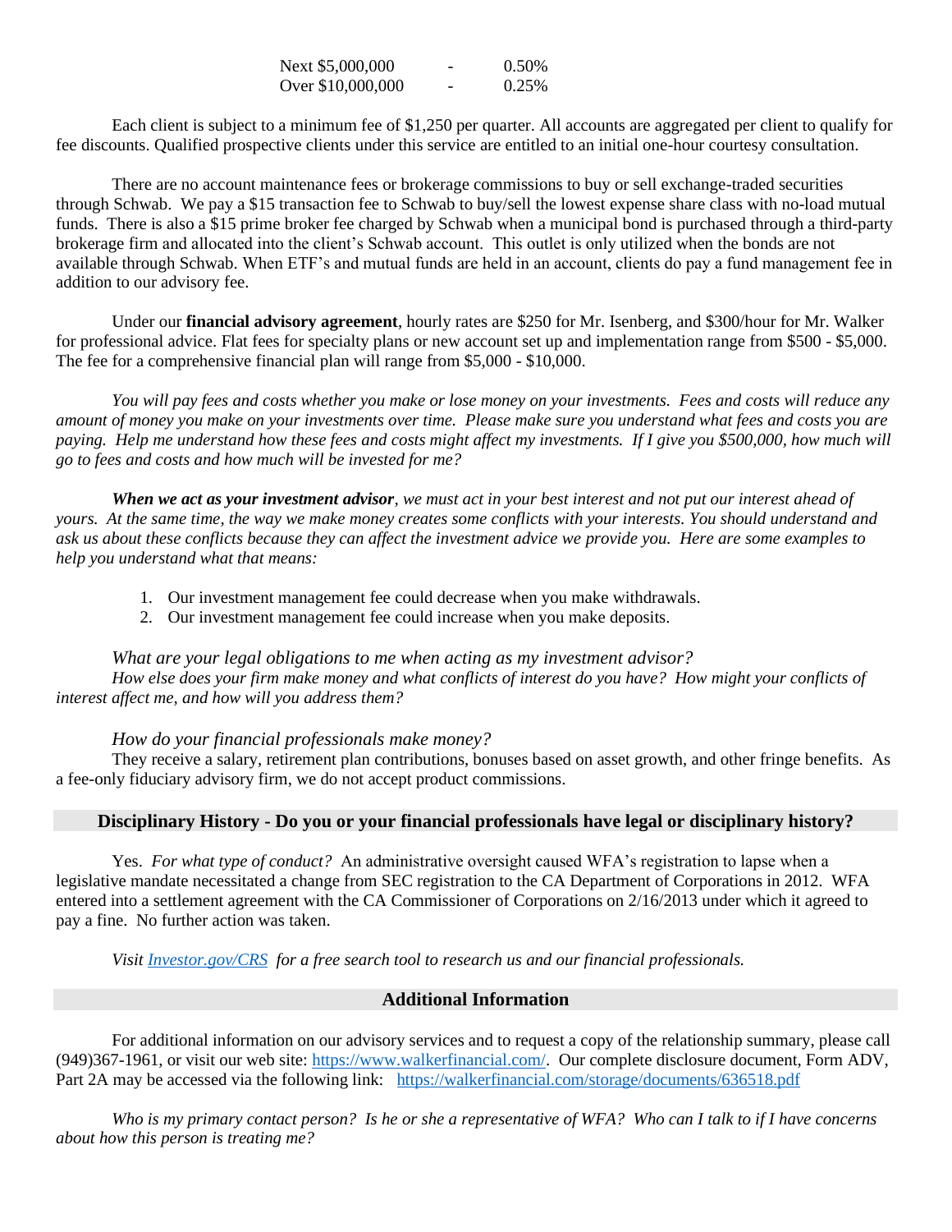| | | |
|---|---|---|
| Next $5,000,000 | - | 0.50% |
| Over $10,000,000 | - | 0.25% |

Each client is subject to a minimum fee of $1,250 per quarter. All accounts are aggregated per client to qualify for fee discounts. Qualified prospective clients under this service are entitled to an initial one-hour courtesy consultation.

There are no account maintenance fees or brokerage commissions to buy or sell exchange-traded securities through Schwab. We pay a $15 transaction fee to Schwab to buy/sell the lowest expense share class with no-load mutual funds. There is also a $15 prime broker fee charged by Schwab when a municipal bond is purchased through a third-party brokerage firm and allocated into the client's Schwab account. This outlet is only utilized when the bonds are not available through Schwab. When ETF's and mutual funds are held in an account, clients do pay a fund management fee in addition to our advisory fee.

Under our **financial advisory agreement**, hourly rates are $250 for Mr. Isenberg, and $300/hour for Mr. Walker for professional advice. Flat fees for specialty plans or new account set up and implementation range from $500 - $5,000. The fee for a comprehensive financial plan will range from $5,000 - $10,000.

*You will pay fees and costs whether you make or lose money on your investments. Fees and costs will reduce any amount of money you make on your investments over time. Please make sure you understand what fees and costs you are paying. Help me understand how these fees and costs might affect my investments. If I give you $500,000, how much will go to fees and costs and how much will be invested for me?*

***When we act as your investment advisor**, we must act in your best interest and not put our interest ahead of yours. At the same time, the way we make money creates some conflicts with your interests. You should understand and ask us about these conflicts because they can affect the investment advice we provide you. Here are some examples to help you understand what that means:*

1. Our investment management fee could decrease when you make withdrawals.
2. Our investment management fee could increase when you make deposits.

*What are your legal obligations to me when acting as my investment advisor?*

*How else does your firm make money and what conflicts of interest do you have? How might your conflicts of interest affect me, and how will you address them?*

*How do your financial professionals make money?*

They receive a salary, retirement plan contributions, bonuses based on asset growth, and other fringe benefits. As a fee-only fiduciary advisory firm, we do not accept product commissions.

## Disciplinary History - Do you or your financial professionals have legal or disciplinary history?

Yes. *For what type of conduct?* An administrative oversight caused WFA's registration to lapse when a legislative mandate necessitated a change from SEC registration to the CA Department of Corporations in 2012. WFA entered into a settlement agreement with the CA Commissioner of Corporations on 2/16/2013 under which it agreed to pay a fine. No further action was taken.

*Visit [Investor.gov/CRS](https://www.investor.gov/CRS) for a free search tool to research us and our financial professionals.*

## Additional Information

For additional information on our advisory services and to request a copy of the relationship summary, please call (949)367-1961, or visit our web site: [https://www.walkerfinancial.com/](https://www.walkerfinancial.com/). Our complete disclosure document, Form ADV, Part 2A may be accessed via the following link: [https://walkerfinancial.com/storage/documents/636518.pdf](https://walkerfinancial.com/storage/documents/636518.pdf)

*Who is my primary contact person? Is he or she a representative of WFA? Who can I talk to if I have concerns about how this person is treating me?*